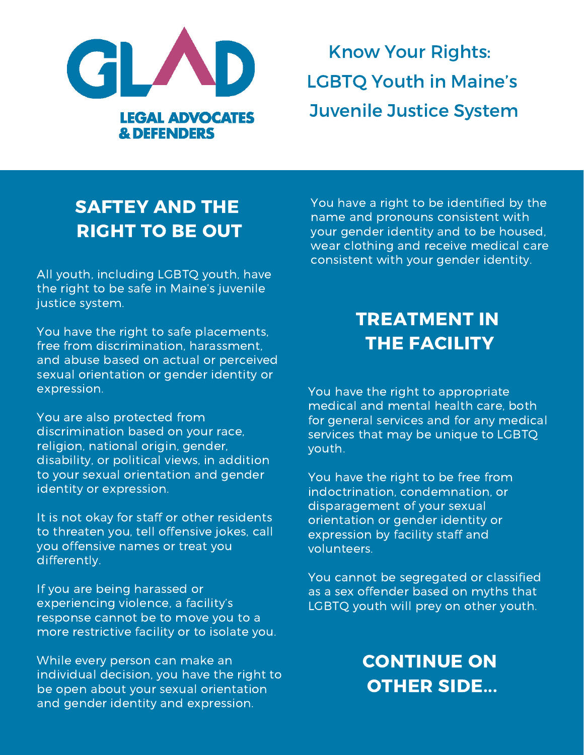GLAD

LEGAL ADVOCATES & DEFENDERS

# Know Your Rights: LGBTQ Youth in Maine's Juvenile Justice System

## SAFTEY AND THE RIGHT TO BE OUT

All youth, including LGBTQ youth, have the right to be safe in Maine's juvenile justice system.

You have the right to safe placements, free from discrimination, harassment, and abuse based on actual or perceived sexual orientation or gender identity or expression.

You are also protected from discrimination based on your race, religion, national origin, gender, disability, or political views, in addition to your sexual orientation and gender identity or expression.

It is not okay for staff or other residents to threaten you, tell offensive jokes, call you offensive names or treat you differently.

If you are being harassed or experiencing violence, a facility's response cannot be to move you to a more restrictive facility or to isolate you.

While every person can make an individual decision, you have the right to be open about your sexual orientation and gender identity and expression.

You have a right to be identified by the name and pronouns consistent with your gender identity and to be housed, wear clothing and receive medical care consistent with your gender identity.

## TREATMENT IN THE FACILITY

You have the right to appropriate medical and mental health care, both for general services and for any medical services that may be unique to LGBTQ youth.

You have the right to be free from indoctrination, condemnation, or disparagement of your sexual orientation or gender identity or expression by facility staff and volunteers.

You cannot be segregated or classified as a sex offender based on myths that LGBTQ youth will prey on other youth.

**CONTINUE ON OTHER SIDE...**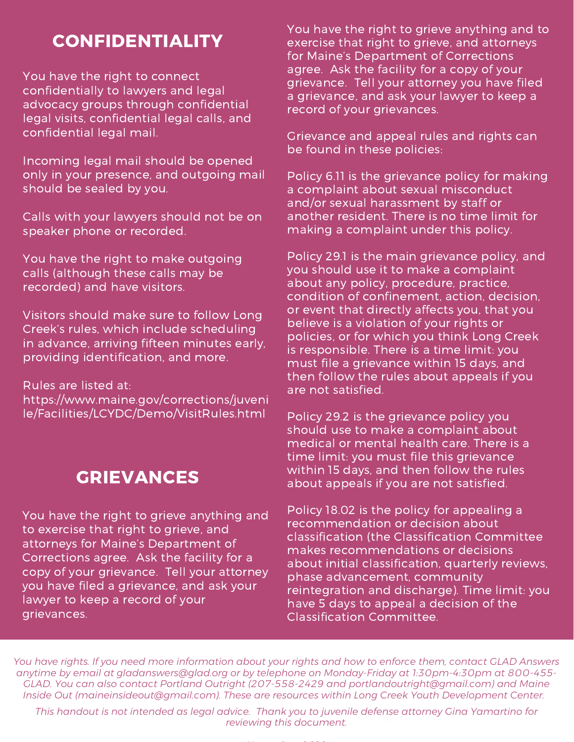## CONFIDENTIALITY

You have the right to connect confidentially to lawyers and legal advocacy groups through confidential legal visits, confidential legal calls, and confidential legal mail.

Incoming legal mail should be opened only in your presence, and outgoing mail should be sealed by you.

Calls with your lawyers should not be on speaker phone or recorded.

You have the right to make outgoing calls (although these calls may be recorded) and have visitors.

Visitors should make sure to follow Long Creek's rules, which include scheduling in advance, arriving fifteen minutes early, providing identification, and more.

Rules are listed at: https://www.maine.gov/corrections/juvenile/Facilities/LCYDC/Demo/VisitRules.html

## GRIEVANCES

You have the right to grieve anything and to exercise that right to grieve, and attorneys for Maine's Department of Corrections agree. Ask the facility for a copy of your grievance. Tell your attorney you have filed a grievance, and ask your lawyer to keep a record of your grievances.

You have the right to grieve anything and to exercise that right to grieve, and attorneys for Maine's Department of Corrections agree. Ask the facility for a copy of your grievance. Tell your attorney you have filed a grievance, and ask your lawyer to keep a record of your grievances.

Grievance and appeal rules and rights can be found in these policies:

Policy 6.11 is the grievance policy for making a complaint about sexual misconduct and/or sexual harassment by staff or another resident. There is no time limit for making a complaint under this policy.

Policy 29.1 is the main grievance policy, and you should use it to make a complaint about any policy, procedure, practice, condition of confinement, action, decision, or event that directly affects you, that you believe is a violation of your rights or policies, or for which you think Long Creek is responsible. There is a time limit: you must file a grievance within 15 days, and then follow the rules about appeals if you are not satisfied.

Policy 29.2 is the grievance policy you should use to make a complaint about medical or mental health care. There is a time limit: you must file this grievance within 15 days, and then follow the rules about appeals if you are not satisfied.

Policy 18.02 is the policy for appealing a recommendation or decision about classification (the Classification Committee makes recommendations or decisions about initial classification, quarterly reviews, phase advancement, community reintegration and discharge). Time limit: you have 5 days to appeal a decision of the Classification Committee.

*You have rights. If you need more information about your rights and how to enforce them, contact GLAD Answers anytime by email at gladanswers@glad.org or by telephone on Monday-Friday at 1:30pm-4:30pm at 800-455-GLAD. You can also contact Portland Outright (207-558-2429 and portlandoutright@gmail.com) and Maine Inside Out (maineinsideout@gmail.com). These are resources within Long Creek Youth Development Center.*

*This handout is not intended as legal advice. Thank you to juvenile defense attorney Gina Yamartino for reviewing this document.*